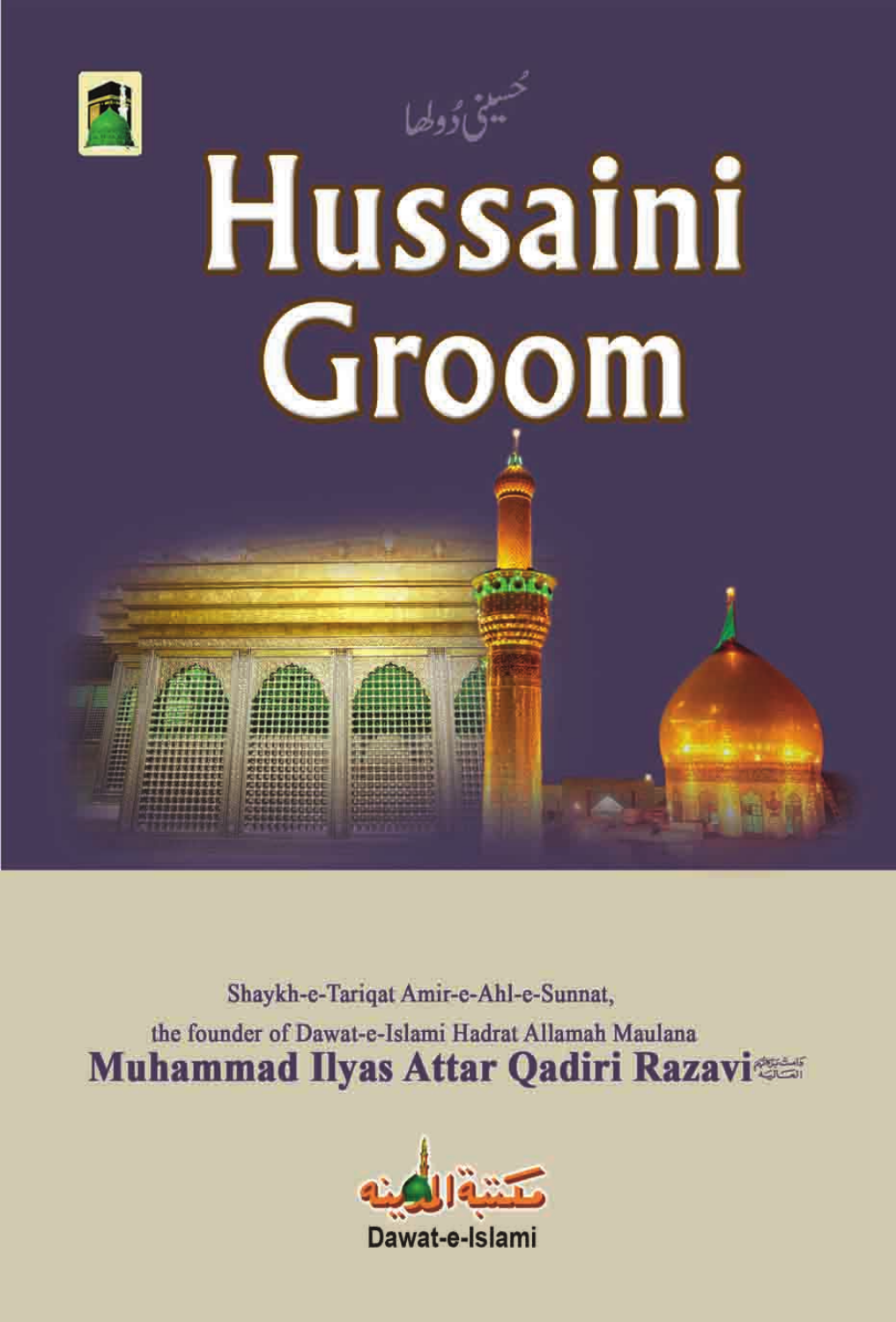حسینی دُولھا

# Hussaini Groom

Shaykh-e-Tariqat Amir-e-Ahl-e-Sunnat,

the founder of Dawat-e-Islami Hadrat Allamah Maulana

**Muhammad Ilyas Attar Qadiri Razavi** دامت برکاتہم العالیہ

مکتبۃ المدینہ

Dawat-e-Islami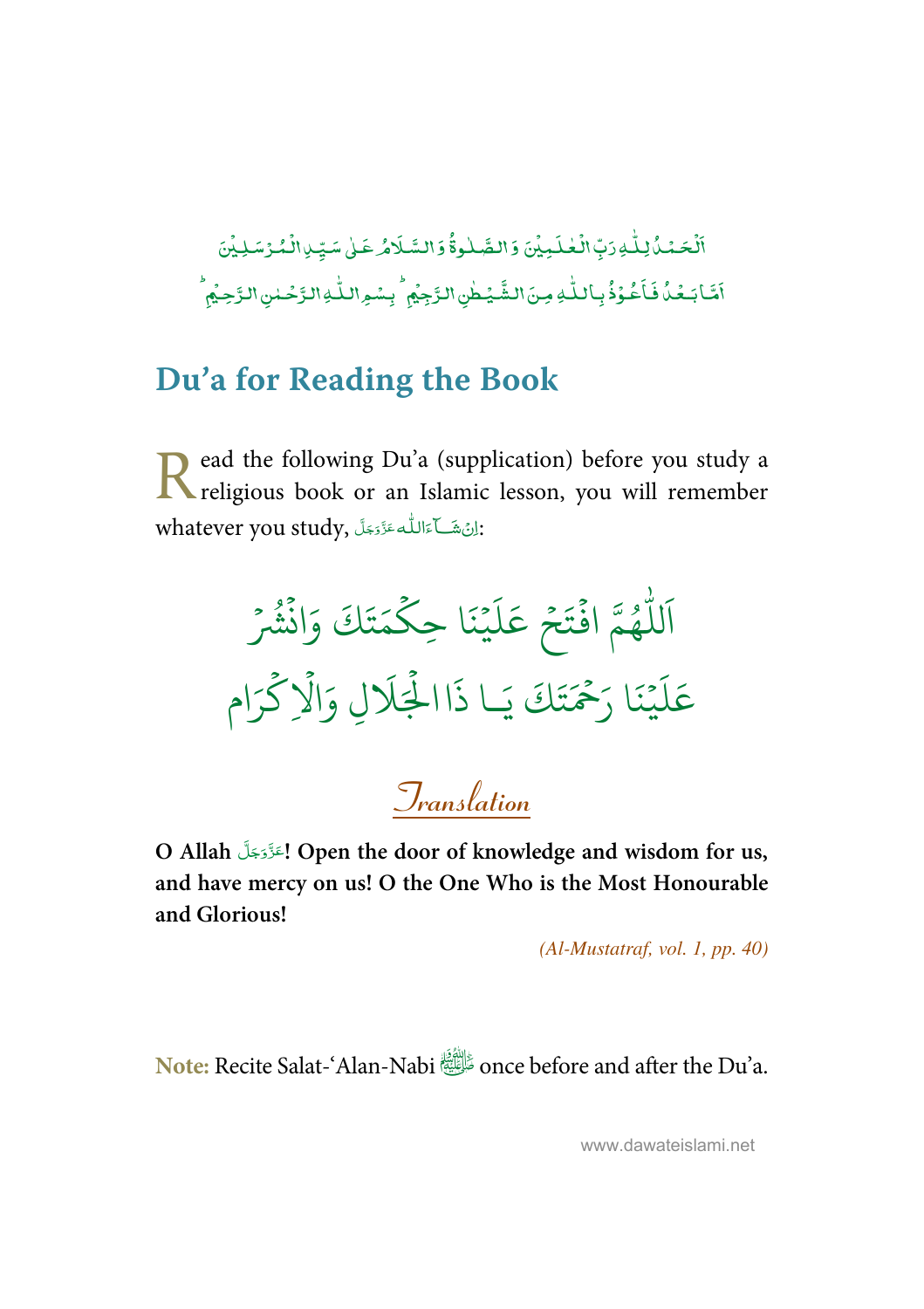اَلْحَمْدُ لِلّٰهِ رَبِّ الْعٰلَمِيْنَ وَ الصَّلٰوةُ وَ السَّلَامُ عَلٰى سَيِّدِ الْمُرْسَلِيْنَ

اَمَّا بَعْدُ فَاَعُوْذُ بِاللّٰهِ مِنَ الشَّيْطٰنِ الرَّجِيْمِ ؕ بِسْمِ اللّٰهِ الرَّحْمٰنِ الرَّحِيْمِ ؕ

## Du'a for Reading the Book

Read the following Du'a (supplication) before you study a religious book or an Islamic lesson, you will remember whatever you study, اِنْ شَآءَاللّٰه عَزَّوَجَلَّ:

اَللّٰهُمَّ افْتَحْ عَلَيْنَا حِكْمَتَكَ وَانْشُرْ
عَلَيْنَا رَحْمَتَكَ يَا ذَاالْجَلَالِ وَالْاِكْرَام

### Translation

**O Allah عَزَّوَجَلَّ! Open the door of knowledge and wisdom for us, and have mercy on us! O the One Who is the Most Honourable and Glorious!**

*(Al-Mustatraf, vol. 1, pp. 40)*

**Note:** Recite Salat-'Alan-Nabi ﷺ once before and after the Du'a.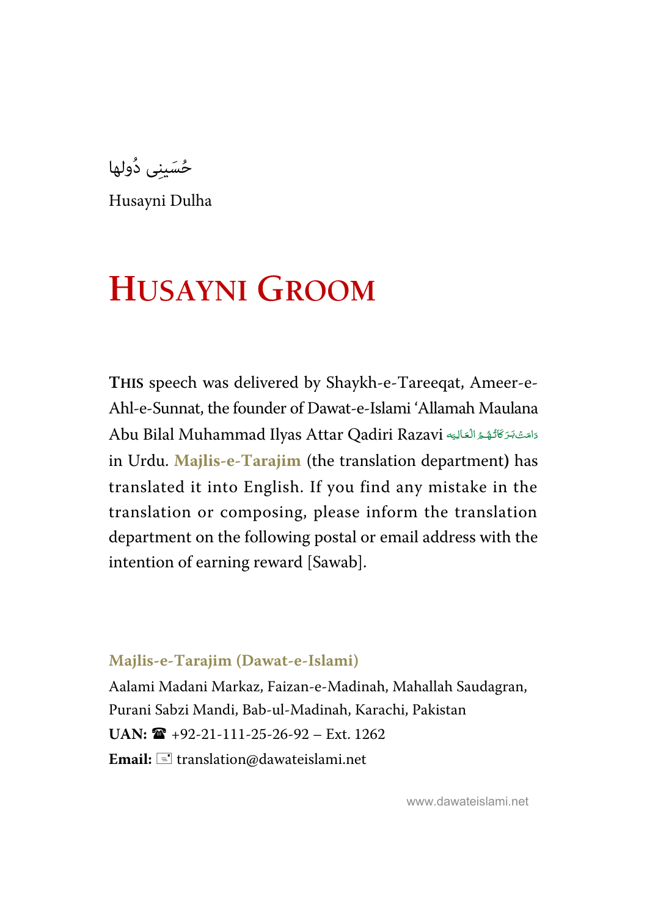حُسَینی دُولھا

Husayni Dulha

# HUSAYNI GROOM

**THIS** speech was delivered by Shaykh-e-Tareeqat, Ameer-e-Ahl-e-Sunnat, the founder of Dawat-e-Islami 'Allamah Maulana Abu Bilal Muhammad Ilyas Attar Qadiri Razavi دَامَتْ بَرَكَاتُهُمُ الْعَالِيَه in Urdu. **Majlis-e-Tarajim** (the translation department) has translated it into English. If you find any mistake in the translation or composing, please inform the translation department on the following postal or email address with the intention of earning reward [Sawab].

**Majlis-e-Tarajim (Dawat-e-Islami)**

Aalami Madani Markaz, Faizan-e-Madinah, Mahallah Saudagran, Purani Sabzi Mandi, Bab-ul-Madinah, Karachi, Pakistan

**UAN:** ☎ +92-21-111-25-26-92 – Ext. 1262

**Email:** ✉ translation@dawateislami.net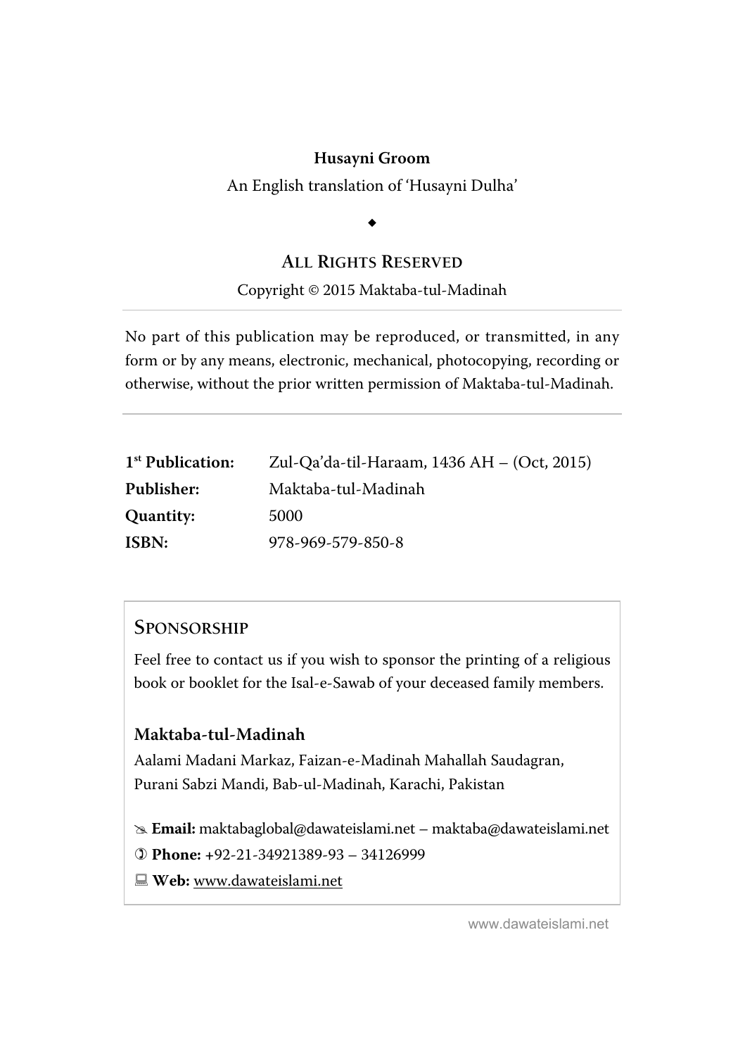**Husayni Groom**

An English translation of 'Husayni Dulha'

◆

## ALL RIGHTS RESERVED

Copyright © 2015 Maktaba-tul-Madinah

---

No part of this publication may be reproduced, or transmitted, in any form or by any means, electronic, mechanical, photocopying, recording or otherwise, without the prior written permission of Maktaba-tul-Madinah.

---

| | |
|---|---|
| **1st Publication:** | Zul-Qa'da-til-Haraam, 1436 AH – (Oct, 2015) |
| **Publisher:** | Maktaba-tul-Madinah |
| **Quantity:** | 5000 |
| **ISBN:** | 978-969-579-850-8 |

## SPONSORSHIP

Feel free to contact us if you wish to sponsor the printing of a religious book or booklet for the Isal-e-Sawab of your deceased family members.

**Maktaba-tul-Madinah**

Aalami Madani Markaz, Faizan-e-Madinah Mahallah Saudagran,
Purani Sabzi Mandi, Bab-ul-Madinah, Karachi, Pakistan

**Email:** maktabaglobal@dawateislami.net – maktaba@dawateislami.net

**Phone:** +92-21-34921389-93 – 34126999

**Web:** www.dawateislami.net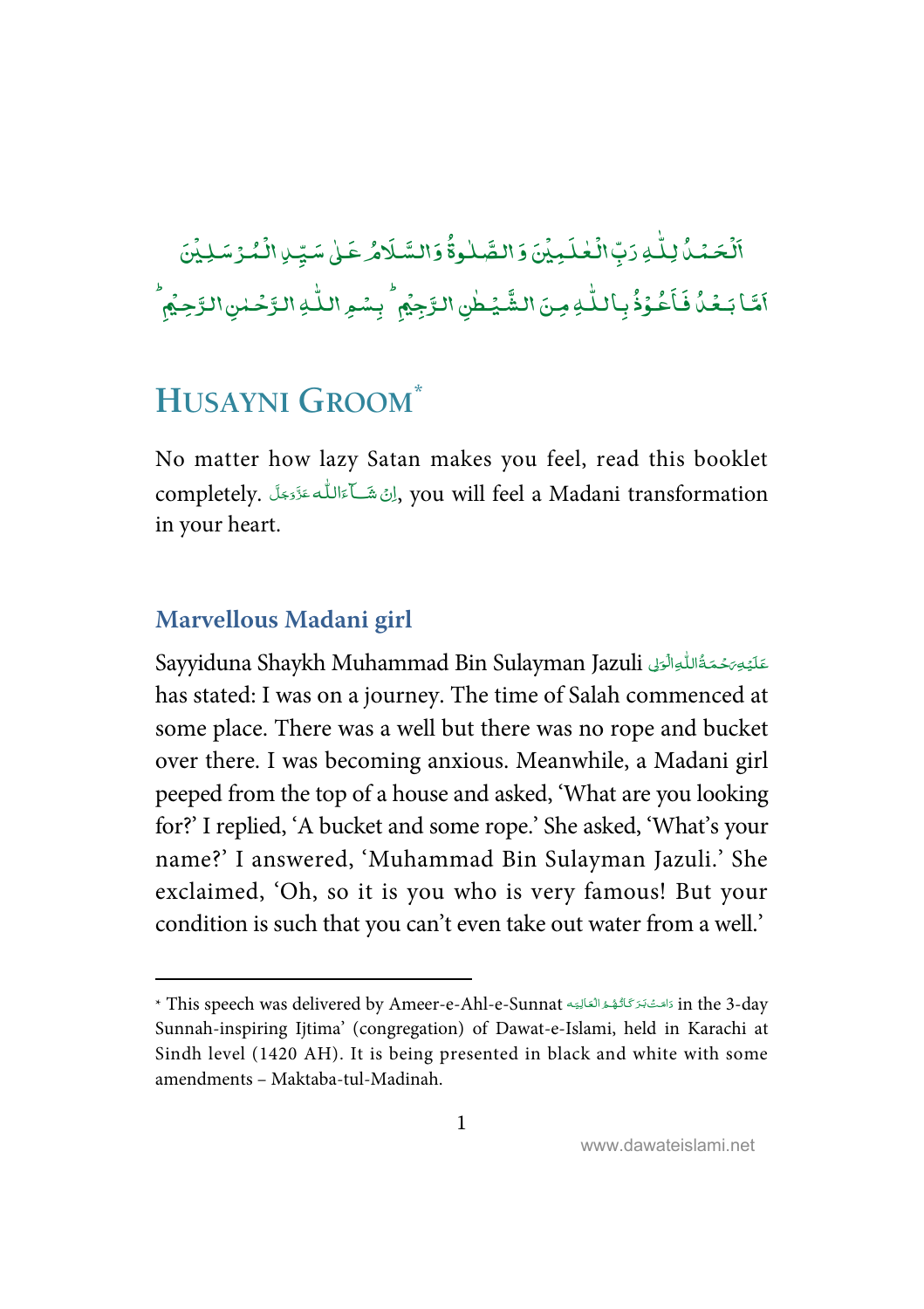اَلْحَمْدُ لِلّٰهِ رَبِّ الْعٰلَمِیْنَ وَ الصَّلٰوةُ وَالسَّلَامُ عَلٰی سَیِّدِ الْمُرْسَلِیْنَ

اَمَّا بَعْدُ فَاَعُوْذُ بِاللّٰهِ مِنَ الشَّیْطٰنِ الرَّجِیْمِ ؕ بِسْمِ اللّٰهِ الرَّحْمٰنِ الرَّحِیْمِ ؕ

# HUSAYNI GROOM*

No matter how lazy Satan makes you feel, read this booklet completely. اِنْ شَآءَاللّٰه عَزَّوَجَلَّ, you will feel a Madani transformation in your heart.

## Marvellous Madani girl

Sayyiduna Shaykh Muhammad Bin Sulayman Jazuli عَلَیْہِ رَحْمَۃُ اللّٰہِ الْوَلِی has stated: I was on a journey. The time of Salah commenced at some place. There was a well but there was no rope and bucket over there. I was becoming anxious. Meanwhile, a Madani girl peeped from the top of a house and asked, 'What are you looking for?' I replied, 'A bucket and some rope.' She asked, 'What's your name?' I answered, 'Muhammad Bin Sulayman Jazuli.' She exclaimed, 'Oh, so it is you who is very famous! But your condition is such that you can't even take out water from a well.'

---

* This speech was delivered by Ameer-e-Ahl-e-Sunnat دَامَتْ بَرَكَاتُهُمُ الْعَالِيَه in the 3-day Sunnah-inspiring Ijtima' (congregation) of Dawat-e-Islami, held in Karachi at Sindh level (1420 AH). It is being presented in black and white with some amendments – Maktaba-tul-Madinah.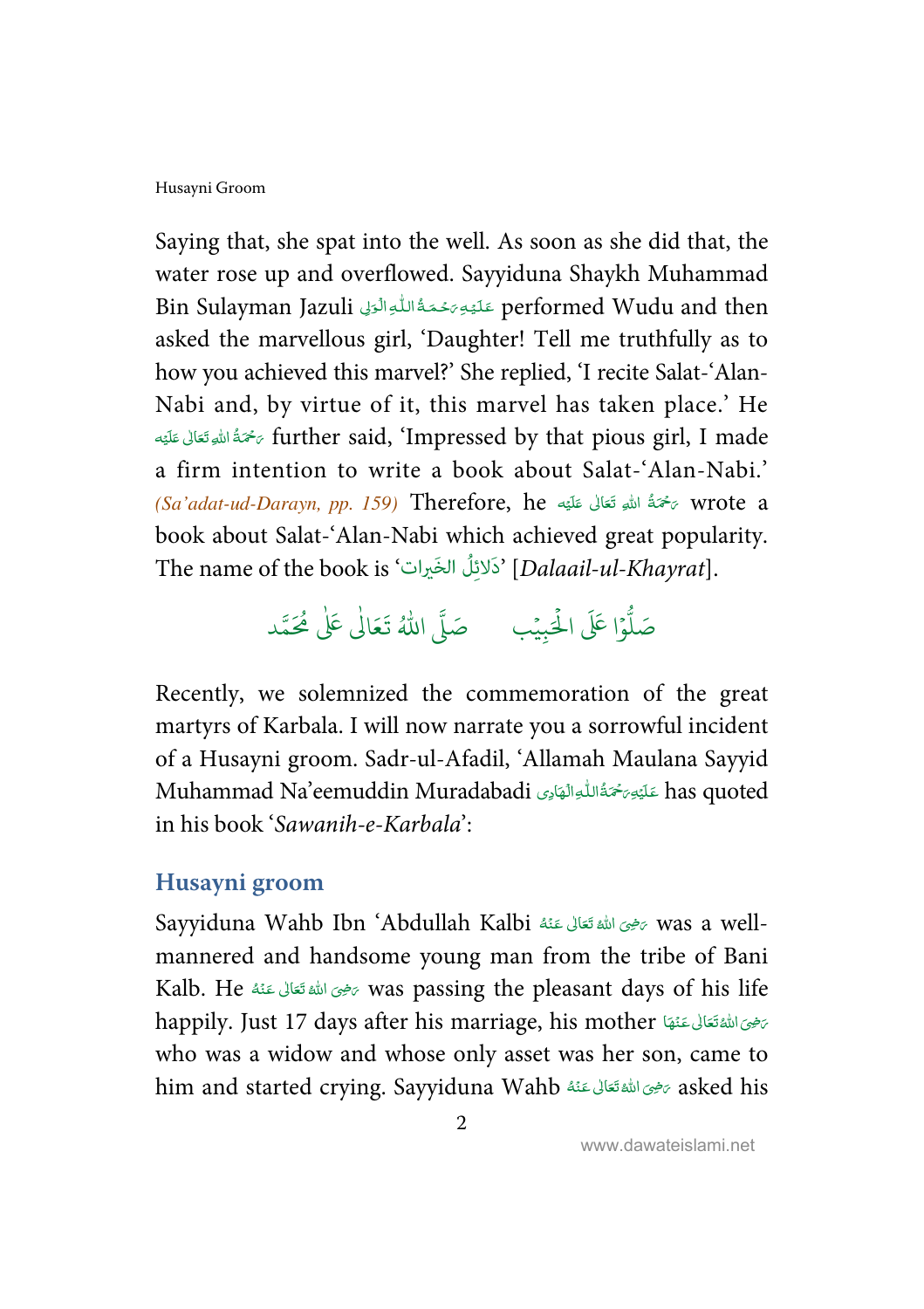Saying that, she spat into the well. As soon as she did that, the water rose up and overflowed. Sayyiduna Shaykh Muhammad Bin Sulayman Jazuli عَلَيْهِ رَحْمَةُ اللّٰهِ الْوَلِي performed Wudu and then asked the marvellous girl, 'Daughter! Tell me truthfully as to how you achieved this marvel?' She replied, 'I recite Salat-'Alan-Nabi and, by virtue of it, this marvel has taken place.' He رَحْمَةُ اللّٰهِ تَعَالٰى عَلَيْه further said, 'Impressed by that pious girl, I made a firm intention to write a book about Salat-'Alan-Nabi.' *(Sa'adat-ud-Darayn, pp. 159)* Therefore, he رَحْمَةُ اللّٰهِ تَعَالٰى عَلَيْه wrote a book about Salat-'Alan-Nabi which achieved great popularity. The name of the book is 'دَلائِلُ الخَيرات' [*Dalaail-ul-Khayrat*].

صَلُّوْا عَلَى الْحَبِيْب صَلَّى اللّٰهُ تَعَالٰى عَلٰى مُحَمَّد

Recently, we solemnized the commemoration of the great martyrs of Karbala. I will now narrate you a sorrowful incident of a Husayni groom. Sadr-ul-Afadil, 'Allamah Maulana Sayyid Muhammad Na'eemuddin Muradabadi عَلَيْهِ رَحْمَةُ اللّٰهِ الْهَادِي has quoted in his book '*Sawanih-e-Karbala*':

## Husayni groom

Sayyiduna Wahb Ibn 'Abdullah Kalbi رَضِيَ اللّٰهُ تَعَالٰى عَنْهُ was a well-mannered and handsome young man from the tribe of Bani Kalb. He رَضِيَ اللّٰهُ تَعَالٰى عَنْهُ was passing the pleasant days of his life happily. Just 17 days after his marriage, his mother رَضِيَ اللّٰهُ تَعَالٰى عَنْهَا who was a widow and whose only asset was her son, came to him and started crying. Sayyiduna Wahb رَضِيَ اللّٰهُ تَعَالٰى عَنْهُ asked his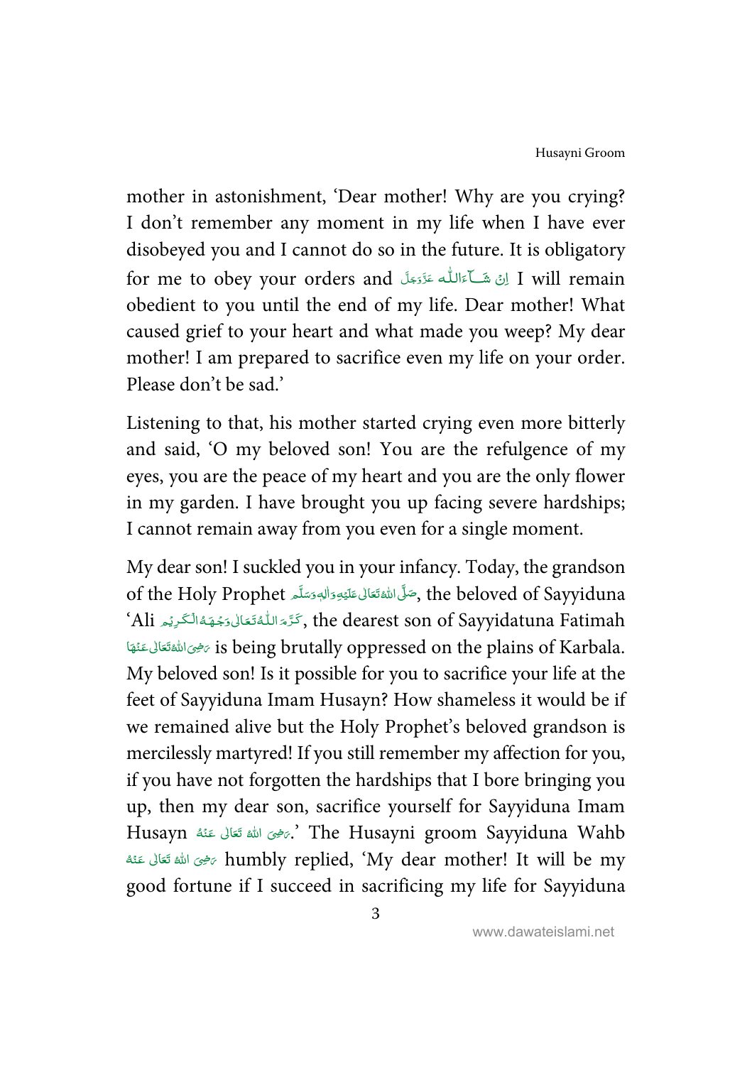mother in astonishment, 'Dear mother! Why are you crying? I don't remember any moment in my life when I have ever disobeyed you and I cannot do so in the future. It is obligatory for me to obey your orders and اِنْ شَآءَاللّٰه عَزَّوَجَلَّ I will remain obedient to you until the end of my life. Dear mother! What caused grief to your heart and what made you weep? My dear mother! I am prepared to sacrifice even my life on your order. Please don't be sad.'

Listening to that, his mother started crying even more bitterly and said, 'O my beloved son! You are the refulgence of my eyes, you are the peace of my heart and you are the only flower in my garden. I have brought you up facing severe hardships; I cannot remain away from you even for a single moment.

My dear son! I suckled you in your infancy. Today, the grandson of the Holy Prophet صَلَّى اللهُ تَعَالٰى عَلَيْهِ وَاٰلِهٖ وَسَلَّم, the beloved of Sayyiduna 'Ali كَرَّمَ اللّٰهُ تَعَالٰى وَجْهَهُ الْكَرِيْم, the dearest son of Sayyidatuna Fatimah رَضِىَ اللهُ تَعَالٰى عَنْهَا is being brutally oppressed on the plains of Karbala. My beloved son! Is it possible for you to sacrifice your life at the feet of Sayyiduna Imam Husayn? How shameless it would be if we remained alive but the Holy Prophet's beloved grandson is mercilessly martyred! If you still remember my affection for you, if you have not forgotten the hardships that I bore bringing you up, then my dear son, sacrifice yourself for Sayyiduna Imam Husayn رَضِىَ الله تَعَالٰى عَنْهُ.' The Husayni groom Sayyiduna Wahb رَضِىَ الله تَعَالٰى عَنْهُ humbly replied, 'My dear mother! It will be my good fortune if I succeed in sacrificing my life for Sayyiduna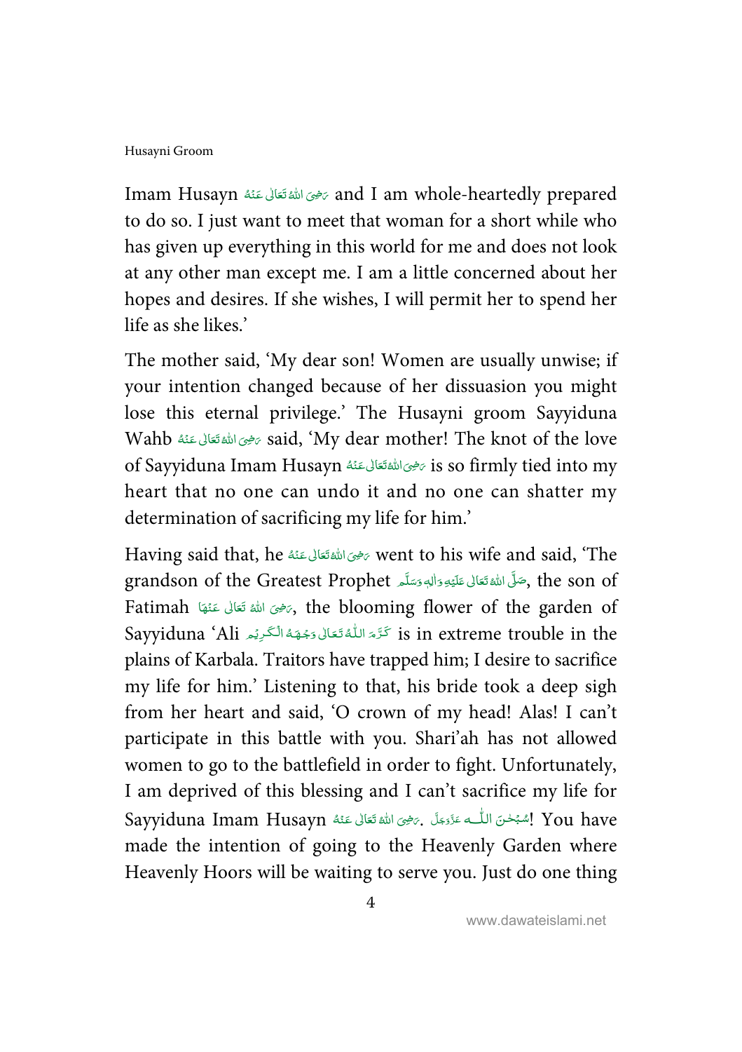Imam Husayn رَضِىَ اللهُ تَعَالٰى عَنْهُ and I am whole-heartedly prepared to do so. I just want to meet that woman for a short while who has given up everything in this world for me and does not look at any other man except me. I am a little concerned about her hopes and desires. If she wishes, I will permit her to spend her life as she likes.'

The mother said, 'My dear son! Women are usually unwise; if your intention changed because of her dissuasion you might lose this eternal privilege.' The Husayni groom Sayyiduna Wahb رَضِىَ اللهُ تَعَالٰى عَنْهُ said, 'My dear mother! The knot of the love of Sayyiduna Imam Husayn رَضِىَ اللهُ تَعَالٰى عَنْهُ is so firmly tied into my heart that no one can undo it and no one can shatter my determination of sacrificing my life for him.'

Having said that, he رَضِىَ اللهُ تَعَالٰى عَنْهُ went to his wife and said, 'The grandson of the Greatest Prophet صَلَّى اللهُ تَعَالٰى عَلَيْهِ وَاٰلِهٖ وَسَلَّم, the son of Fatimah رَضِىَ اللهُ تَعَالٰى عَنْهَا, the blooming flower of the garden of Sayyiduna 'Ali كَرَّمَ اللّٰهُ تَعَالٰى وَجْهَهُ الْكَرِيْم is in extreme trouble in the plains of Karbala. Traitors have trapped him; I desire to sacrifice my life for him.' Listening to that, his bride took a deep sigh from her heart and said, 'O crown of my head! Alas! I can't participate in this battle with you. Shari'ah has not allowed women to go to the battlefield in order to fight. Unfortunately, I am deprived of this blessing and I can't sacrifice my life for Sayyiduna Imam Husayn رَضِىَ اللهُ تَعَالٰى عَنْهُ. سُبْحٰنَ اللّٰه عَزَّوَجَلَّ! You have made the intention of going to the Heavenly Garden where Heavenly Hoors will be waiting to serve you. Just do one thing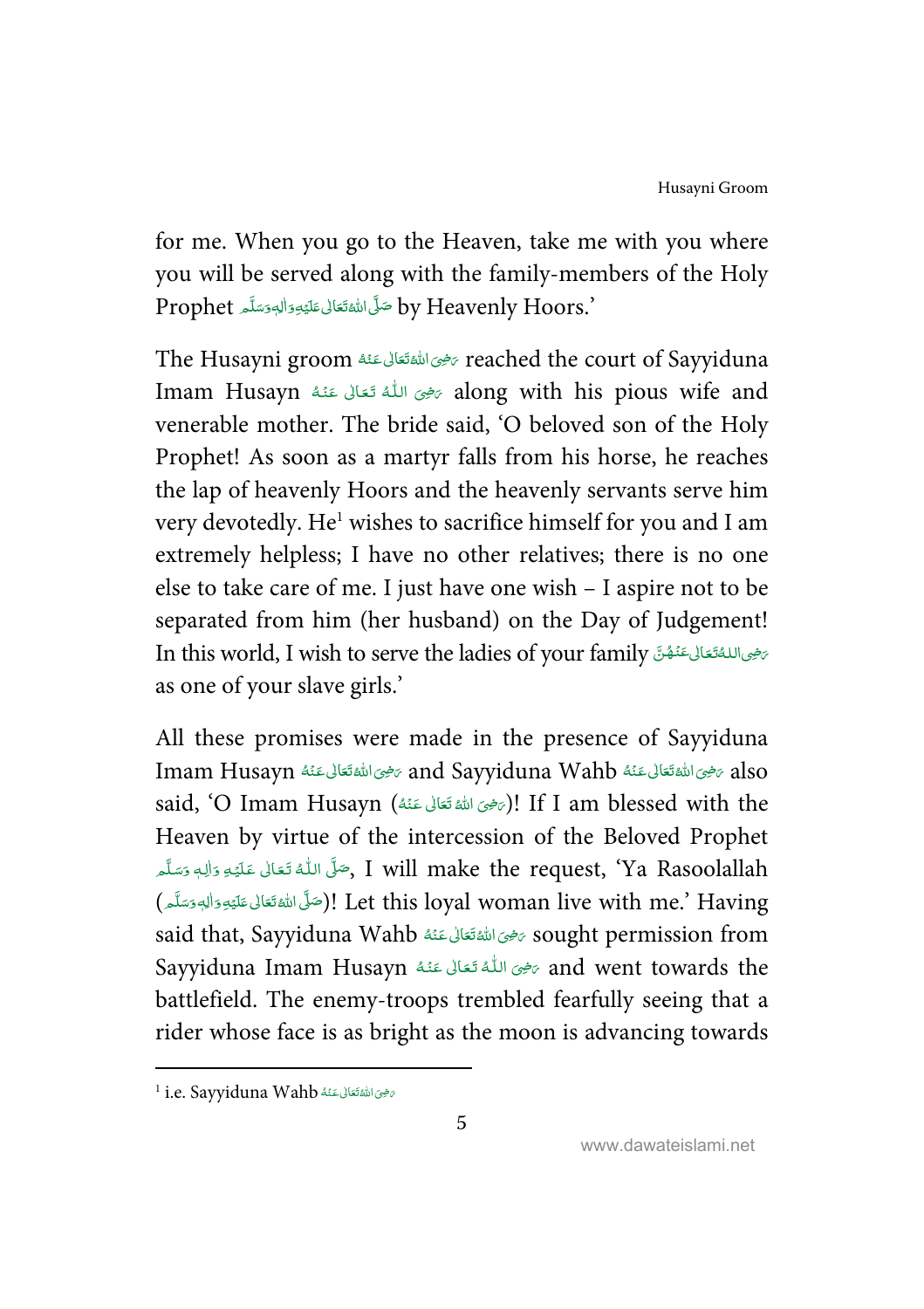for me. When you go to the Heaven, take me with you where you will be served along with the family-members of the Holy Prophet صَلَّى اللهُ تَعَالٰى عَلَيْهِ وَاٰلِهٖ وَسَلَّم by Heavenly Hoors.'

The Husayni groom رَضِىَ اللهُ تَعَالٰى عَنْهُ reached the court of Sayyiduna Imam Husayn رَضِىَ اللّٰهُ تَعَالٰى عَنْهُ along with his pious wife and venerable mother. The bride said, 'O beloved son of the Holy Prophet! As soon as a martyr falls from his horse, he reaches the lap of heavenly Hoors and the heavenly servants serve him very devotedly. He[1] wishes to sacrifice himself for you and I am extremely helpless; I have no other relatives; there is no one else to take care of me. I just have one wish – I aspire not to be separated from him (her husband) on the Day of Judgement! In this world, I wish to serve the ladies of your family رَضِىَ اللّٰهُ تَعَالٰى عَنْهُنَّ as one of your slave girls.'

All these promises were made in the presence of Sayyiduna Imam Husayn رَضِىَ اللهُ تَعَالٰى عَنْهُ and Sayyiduna Wahb رَضِىَ اللهُ تَعَالٰى عَنْهُ also said, 'O Imam Husayn (رَضِىَ اللهُ تَعَالٰى عَنْهُ)! If I am blessed with the Heaven by virtue of the intercession of the Beloved Prophet صَلَّى اللّٰهُ تَعَالٰى عَلَيْهِ وَاٰلِهٖ وَسَلَّم, I will make the request, 'Ya Rasoolallah (صَلَّى اللهُ تَعَالٰى عَلَيْهِ وَاٰلِهٖ وَسَلَّم)! Let this loyal woman live with me.' Having said that, Sayyiduna Wahb رَضِىَ اللهُ تَعَالٰى عَنْهُ sought permission from Sayyiduna Imam Husayn رَضِىَ اللّٰهُ تَعَالٰى عَنْهُ and went towards the battlefield. The enemy-troops trembled fearfully seeing that a rider whose face is as bright as the moon is advancing towards

---

[1] i.e. Sayyiduna Wahb رَضِىَ اللهُ تَعَالٰى عَنْهُ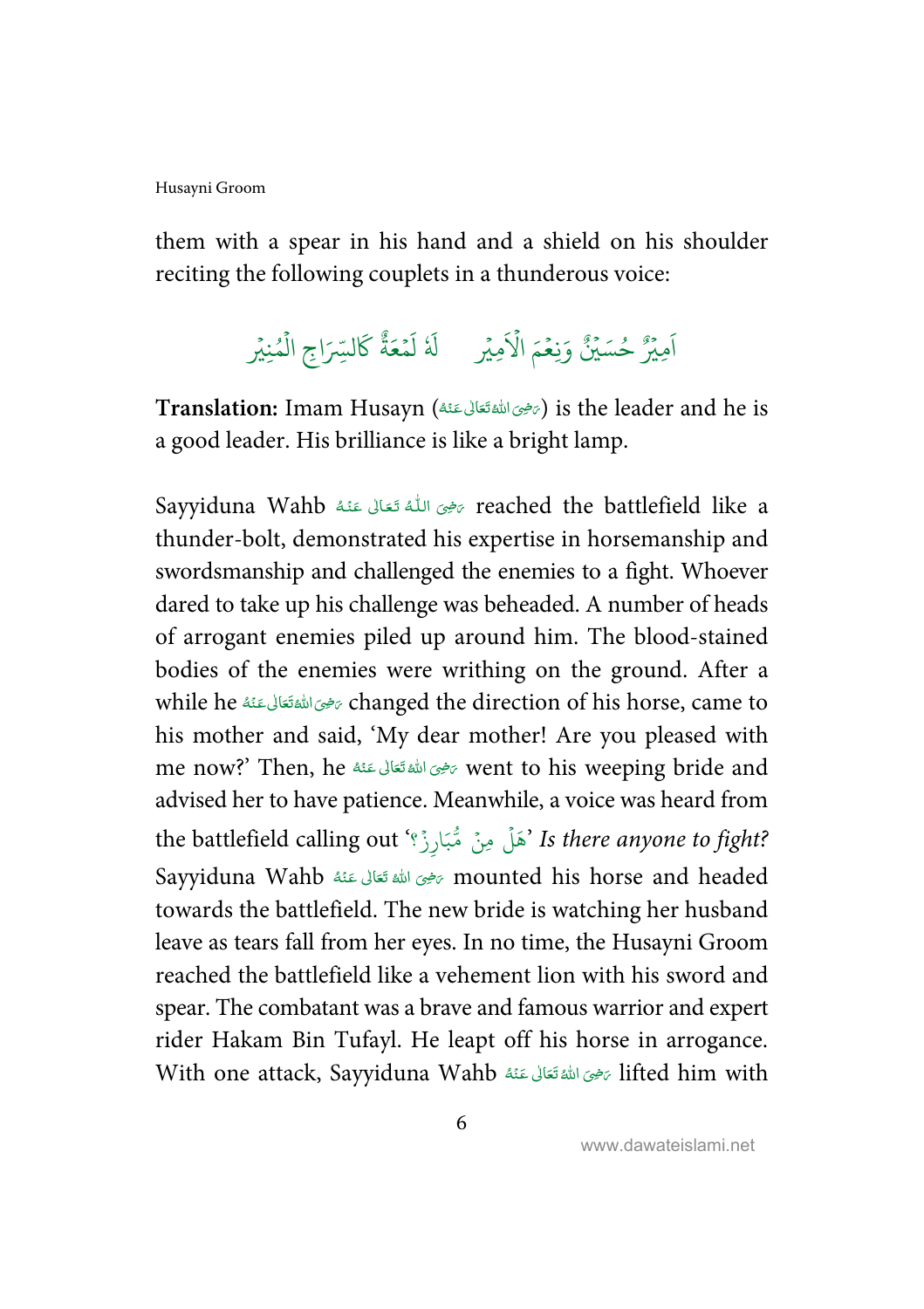them with a spear in his hand and a shield on his shoulder reciting the following couplets in a thunderous voice:

اَمِیْرٌ حُسَیْنٌ وَنِعْمَ الْاَمِیْر     لَهٗ لَمْعَةٌ كَالسِّرَاجِ الْمُنِیْر

**Translation:** Imam Husayn (رَضِیَ اللّٰہُ تَعَالٰی عَنْہُ) is the leader and he is a good leader. His brilliance is like a bright lamp.

Sayyiduna Wahb رَضِیَ اللّٰہُ تَعَالٰی عَنْہُ reached the battlefield like a thunder-bolt, demonstrated his expertise in horsemanship and swordsmanship and challenged the enemies to a fight. Whoever dared to take up his challenge was beheaded. A number of heads of arrogant enemies piled up around him. The blood-stained bodies of the enemies were writhing on the ground. After a while he رَضِیَ اللّٰہُ تَعَالٰی عَنْہُ changed the direction of his horse, came to his mother and said, 'My dear mother! Are you pleased with me now?' Then, he رَضِیَ اللّٰہُ تَعَالٰی عَنْہُ went to his weeping bride and advised her to have patience. Meanwhile, a voice was heard from the battlefield calling out 'هَلْ مِنْ مُّبَارِزْ؟' *Is there anyone to fight?* Sayyiduna Wahb رَضِیَ اللّٰہُ تَعَالٰی عَنْہُ mounted his horse and headed towards the battlefield. The new bride is watching her husband leave as tears fall from her eyes. In no time, the Husayni Groom reached the battlefield like a vehement lion with his sword and spear. The combatant was a brave and famous warrior and expert rider Hakam Bin Tufayl. He leapt off his horse in arrogance. With one attack, Sayyiduna Wahb رَضِیَ اللّٰہُ تَعَالٰی عَنْہُ lifted him with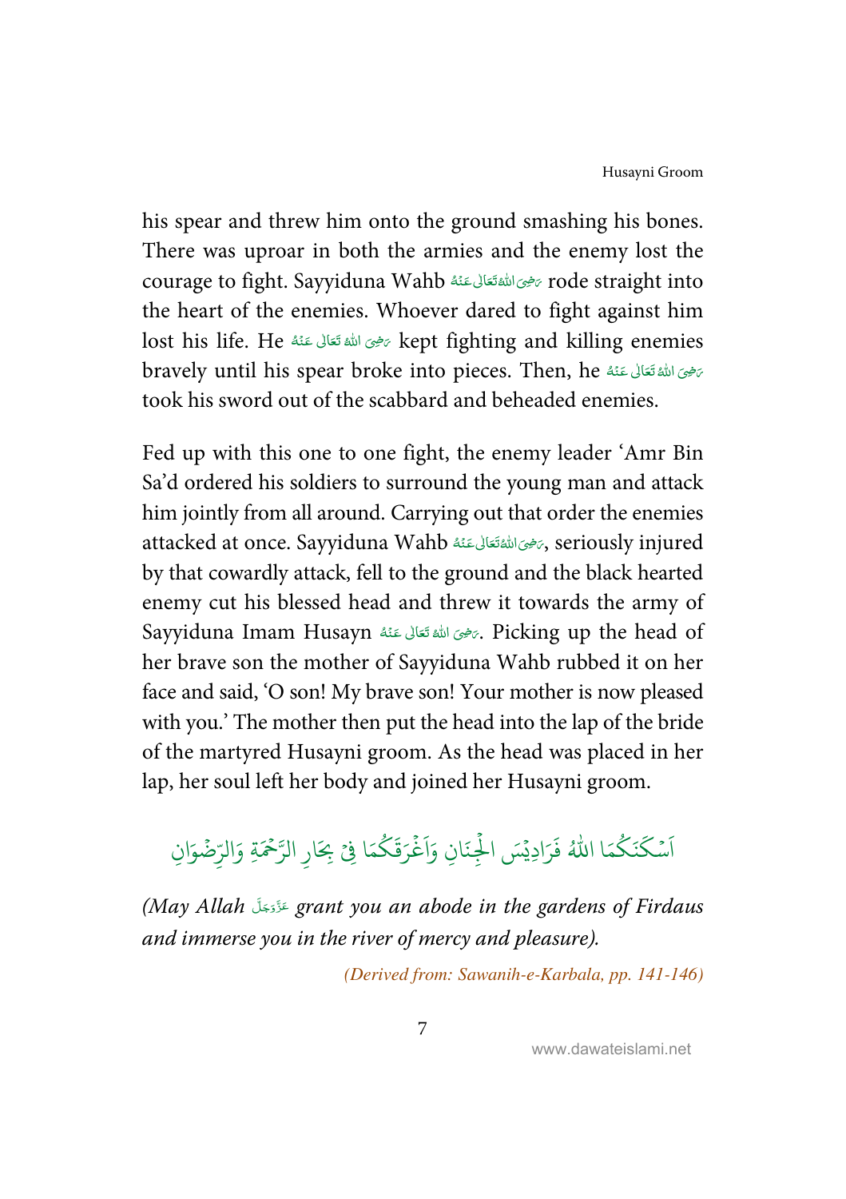his spear and threw him onto the ground smashing his bones. There was uproar in both the armies and the enemy lost the courage to fight. Sayyiduna Wahb رَضِیَ اللہُ تَعَالٰی عَنۡہُ rode straight into the heart of the enemies. Whoever dared to fight against him lost his life. He رَضِیَ اللہُ تَعَالٰی عَنۡہُ kept fighting and killing enemies bravely until his spear broke into pieces. Then, he رَضِیَ اللہُ تَعَالٰی عَنۡہُ took his sword out of the scabbard and beheaded enemies.

Fed up with this one to one fight, the enemy leader 'Amr Bin Sa'd ordered his soldiers to surround the young man and attack him jointly from all around. Carrying out that order the enemies attacked at once. Sayyiduna Wahb رَضِیَ اللہُ تَعَالٰی عَنۡہُ, seriously injured by that cowardly attack, fell to the ground and the black hearted enemy cut his blessed head and threw it towards the army of Sayyiduna Imam Husayn رَضِیَ اللہُ تَعَالٰی عَنۡہُ. Picking up the head of her brave son the mother of Sayyiduna Wahb rubbed it on her face and said, 'O son! My brave son! Your mother is now pleased with you.' The mother then put the head into the lap of the bride of the martyred Husayni groom. As the head was placed in her lap, her soul left her body and joined her Husayni groom.

اَسۡکَنَکُمَا اللّٰہُ فَرَادِیۡسَ الۡجِنَانِ وَاَغۡرَقَکُمَا فِیۡ بِحَارِ الرَّحۡمَۃِ وَالرِّضۡوَانِ

*(May Allah عَزَّوَجَلَّ grant you an abode in the gardens of Firdaus and immerse you in the river of mercy and pleasure).*

*(Derived from: Sawanih-e-Karbala, pp. 141-146)*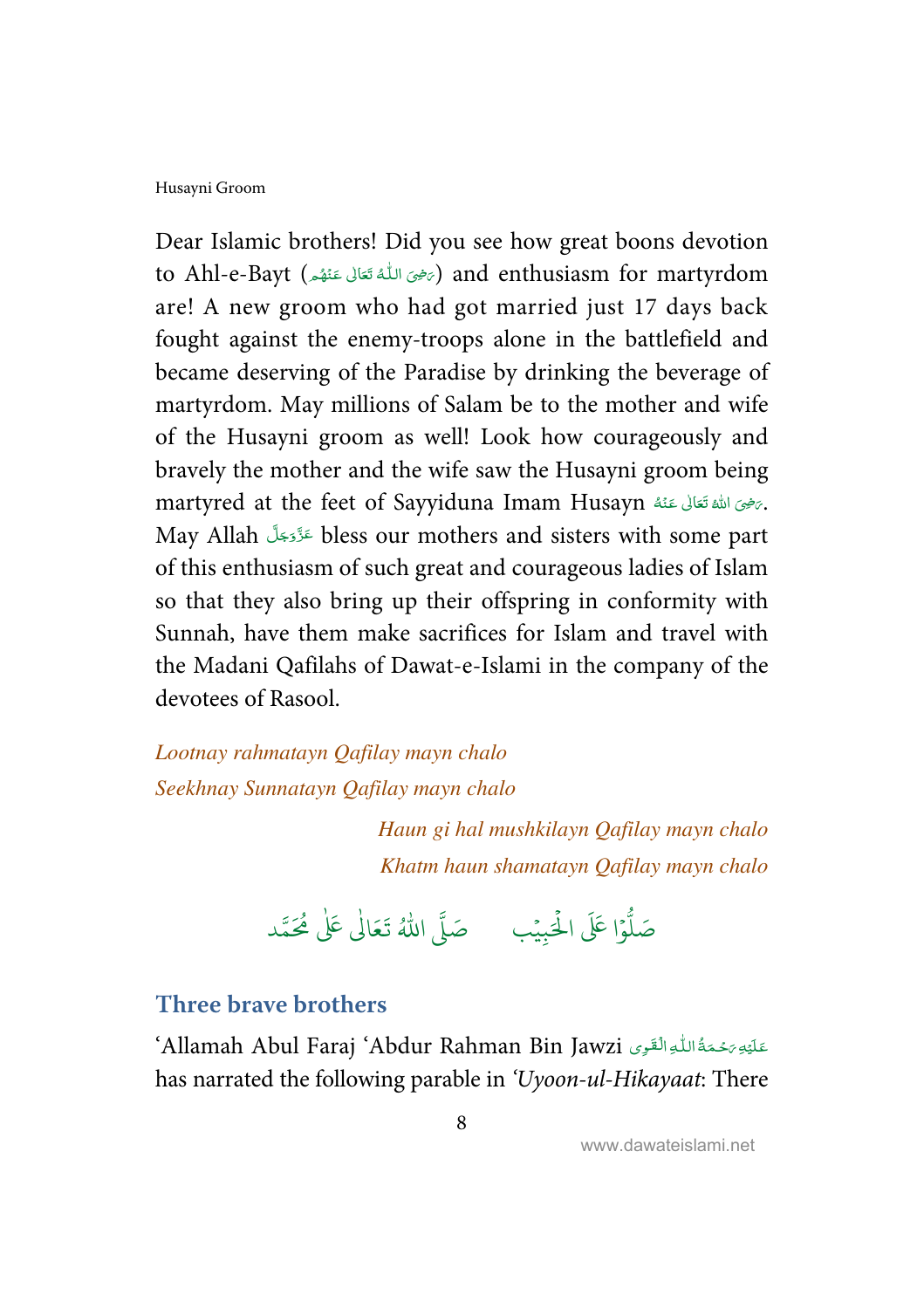Dear Islamic brothers! Did you see how great boons devotion to Ahl-e-Bayt (رَضِیَ اللّٰہُ تَعَالٰی عَنۡھُم) and enthusiasm for martyrdom are! A new groom who had got married just 17 days back fought against the enemy-troops alone in the battlefield and became deserving of the Paradise by drinking the beverage of martyrdom. May millions of Salam be to the mother and wife of the Husayni groom as well! Look how courageously and bravely the mother and the wife saw the Husayni groom being martyred at the feet of Sayyiduna Imam Husayn رَضِیَ اللّٰہ تَعَالٰی عَنۡہُ. May Allah عَزَّوَجَلَّ bless our mothers and sisters with some part of this enthusiasm of such great and courageous ladies of Islam so that they also bring up their offspring in conformity with Sunnah, have them make sacrifices for Islam and travel with the Madani Qafilahs of Dawat-e-Islami in the company of the devotees of Rasool.

*Lootnay rahmatayn Qafilay mayn chalo*
*Seekhnay Sunnatayn Qafilay mayn chalo*

*Haun gi hal mushkilayn Qafilay mayn chalo*
*Khatm haun shamatayn Qafilay mayn chalo*

صَلُّوۡا عَلَی الۡحَبِیۡب &nbsp;&nbsp;&nbsp; صَلَّی اللّٰہُ تَعَالٰی عَلٰی مُحَمَّد

## Three brave brothers

'Allamah Abul Faraj 'Abdur Rahman Bin Jawzi عَلَیۡہِ رَحۡمَۃُ اللّٰہِ الۡقَوِی has narrated the following parable in *'Uyoon-ul-Hikayaat*: There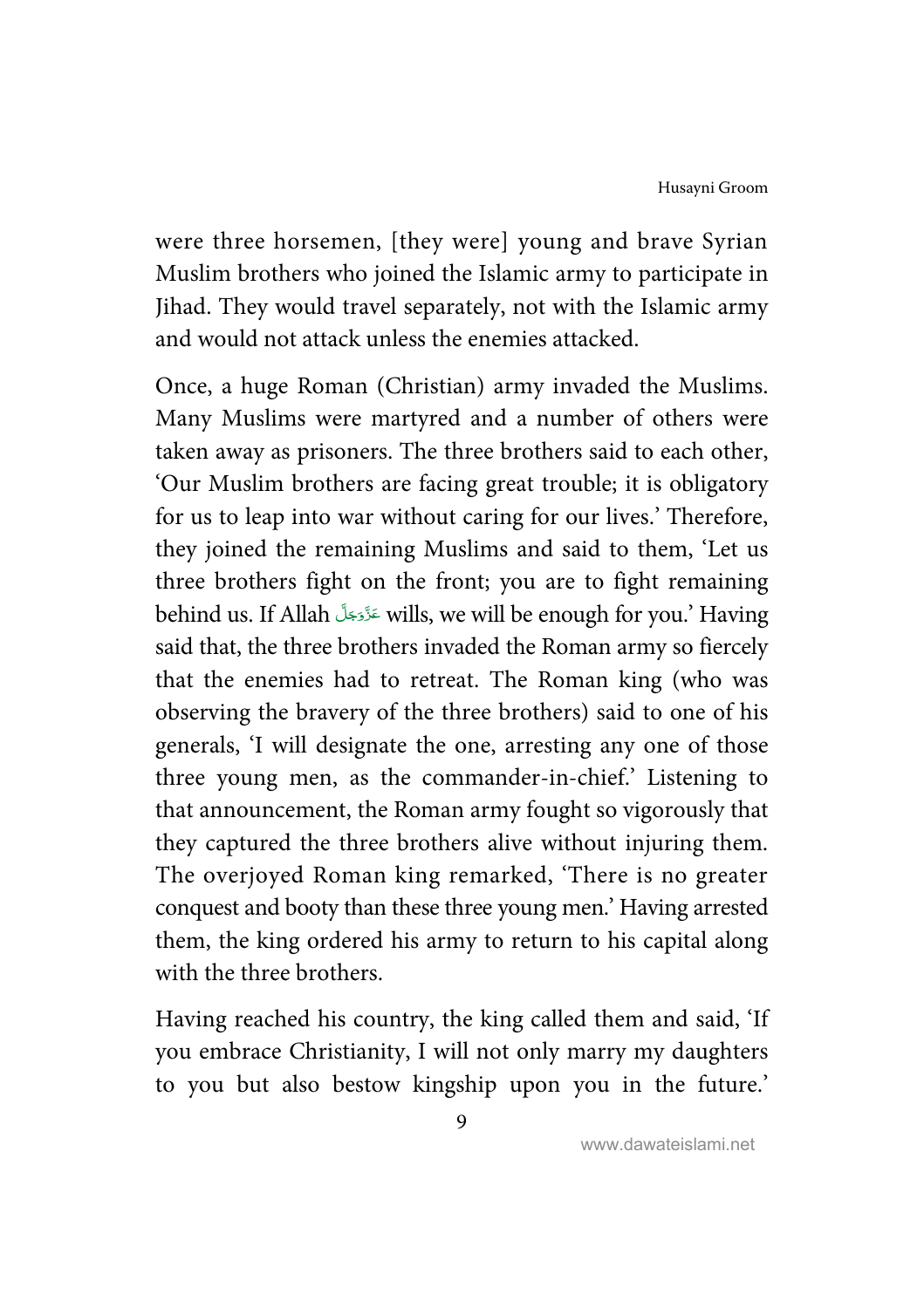were three horsemen, [they were] young and brave Syrian Muslim brothers who joined the Islamic army to participate in Jihad. They would travel separately, not with the Islamic army and would not attack unless the enemies attacked.

Once, a huge Roman (Christian) army invaded the Muslims. Many Muslims were martyred and a number of others were taken away as prisoners. The three brothers said to each other, 'Our Muslim brothers are facing great trouble; it is obligatory for us to leap into war without caring for our lives.' Therefore, they joined the remaining Muslims and said to them, 'Let us three brothers fight on the front; you are to fight remaining behind us. If Allah عَزَّوَجَلَّ wills, we will be enough for you.' Having said that, the three brothers invaded the Roman army so fiercely that the enemies had to retreat. The Roman king (who was observing the bravery of the three brothers) said to one of his generals, 'I will designate the one, arresting any one of those three young men, as the commander-in-chief.' Listening to that announcement, the Roman army fought so vigorously that they captured the three brothers alive without injuring them. The overjoyed Roman king remarked, 'There is no greater conquest and booty than these three young men.' Having arrested them, the king ordered his army to return to his capital along with the three brothers.

Having reached his country, the king called them and said, 'If you embrace Christianity, I will not only marry my daughters to you but also bestow kingship upon you in the future.'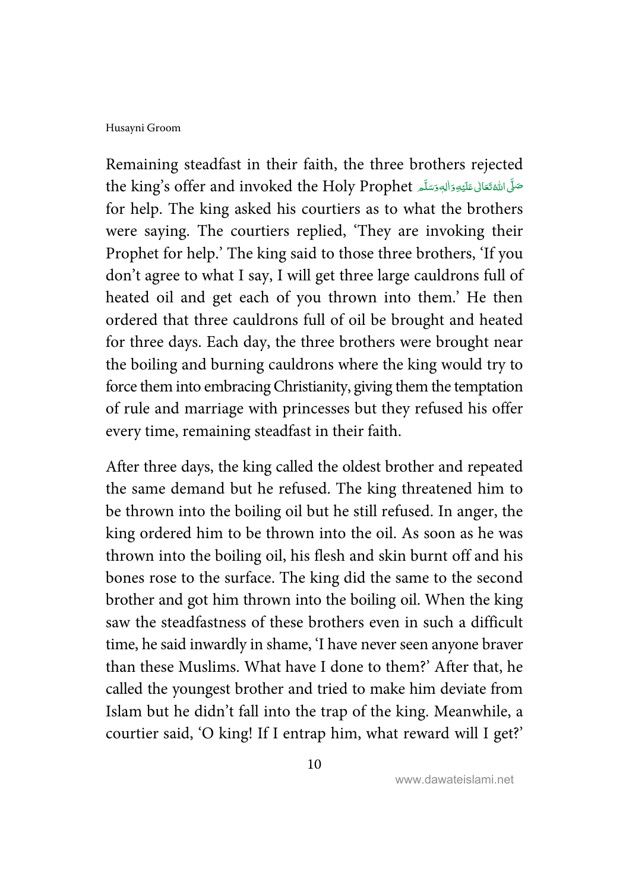Remaining steadfast in their faith, the three brothers rejected the king's offer and invoked the Holy Prophet صَلَّى اللّٰهُ تَعَالٰى عَلَيْهِ وَاٰلِهٖ وَسَلَّم for help. The king asked his courtiers as to what the brothers were saying. The courtiers replied, 'They are invoking their Prophet for help.' The king said to those three brothers, 'If you don't agree to what I say, I will get three large cauldrons full of heated oil and get each of you thrown into them.' He then ordered that three cauldrons full of oil be brought and heated for three days. Each day, the three brothers were brought near the boiling and burning cauldrons where the king would try to force them into embracing Christianity, giving them the temptation of rule and marriage with princesses but they refused his offer every time, remaining steadfast in their faith.

After three days, the king called the oldest brother and repeated the same demand but he refused. The king threatened him to be thrown into the boiling oil but he still refused. In anger, the king ordered him to be thrown into the oil. As soon as he was thrown into the boiling oil, his flesh and skin burnt off and his bones rose to the surface. The king did the same to the second brother and got him thrown into the boiling oil. When the king saw the steadfastness of these brothers even in such a difficult time, he said inwardly in shame, 'I have never seen anyone braver than these Muslims. What have I done to them?' After that, he called the youngest brother and tried to make him deviate from Islam but he didn't fall into the trap of the king. Meanwhile, a courtier said, 'O king! If I entrap him, what reward will I get?'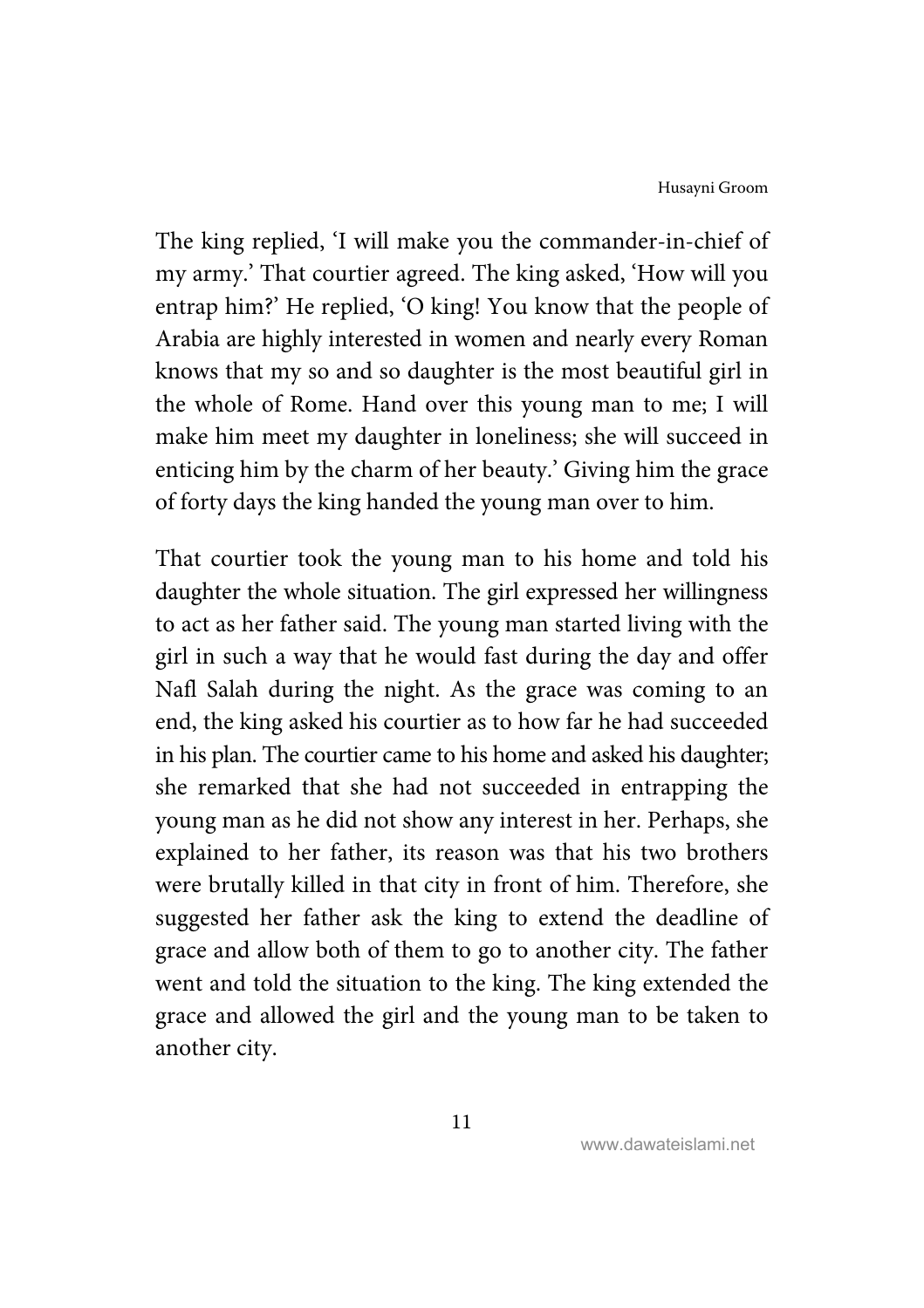The king replied, 'I will make you the commander-in-chief of my army.' That courtier agreed. The king asked, 'How will you entrap him?' He replied, 'O king! You know that the people of Arabia are highly interested in women and nearly every Roman knows that my so and so daughter is the most beautiful girl in the whole of Rome. Hand over this young man to me; I will make him meet my daughter in loneliness; she will succeed in enticing him by the charm of her beauty.' Giving him the grace of forty days the king handed the young man over to him.

That courtier took the young man to his home and told his daughter the whole situation. The girl expressed her willingness to act as her father said. The young man started living with the girl in such a way that he would fast during the day and offer Nafl Salah during the night. As the grace was coming to an end, the king asked his courtier as to how far he had succeeded in his plan. The courtier came to his home and asked his daughter; she remarked that she had not succeeded in entrapping the young man as he did not show any interest in her. Perhaps, she explained to her father, its reason was that his two brothers were brutally killed in that city in front of him. Therefore, she suggested her father ask the king to extend the deadline of grace and allow both of them to go to another city. The father went and told the situation to the king. The king extended the grace and allowed the girl and the young man to be taken to another city.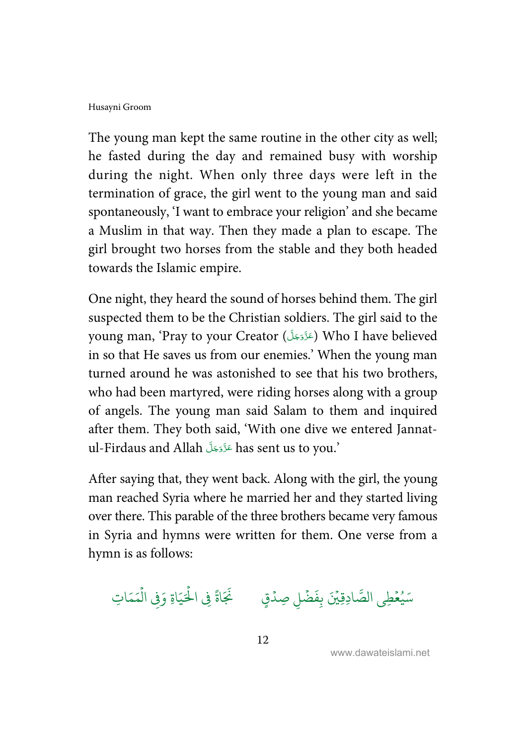The young man kept the same routine in the other city as well; he fasted during the day and remained busy with worship during the night. When only three days were left in the termination of grace, the girl went to the young man and said spontaneously, 'I want to embrace your religion' and she became a Muslim in that way. Then they made a plan to escape. The girl brought two horses from the stable and they both headed towards the Islamic empire.

One night, they heard the sound of horses behind them. The girl suspected them to be the Christian soldiers. The girl said to the young man, 'Pray to your Creator (عَزَّوَجَلَّ) Who I have believed in so that He saves us from our enemies.' When the young man turned around he was astonished to see that his two brothers, who had been martyred, were riding horses along with a group of angels. The young man said Salam to them and inquired after them. They both said, 'With one dive we entered Jannat-ul-Firdaus and Allah عَزَّوَجَلَّ has sent us to you.'

After saying that, they went back. Along with the girl, the young man reached Syria where he married her and they started living over there. This parable of the three brothers became very famous in Syria and hymns were written for them. One verse from a hymn is as follows:

سَيُعْطِى الصَّادِقِيْنَ بِفَضْلِ صِدْقٍ    نَجَاةً فِى الْحَيَاةِ وَفِى الْمَمَاتِ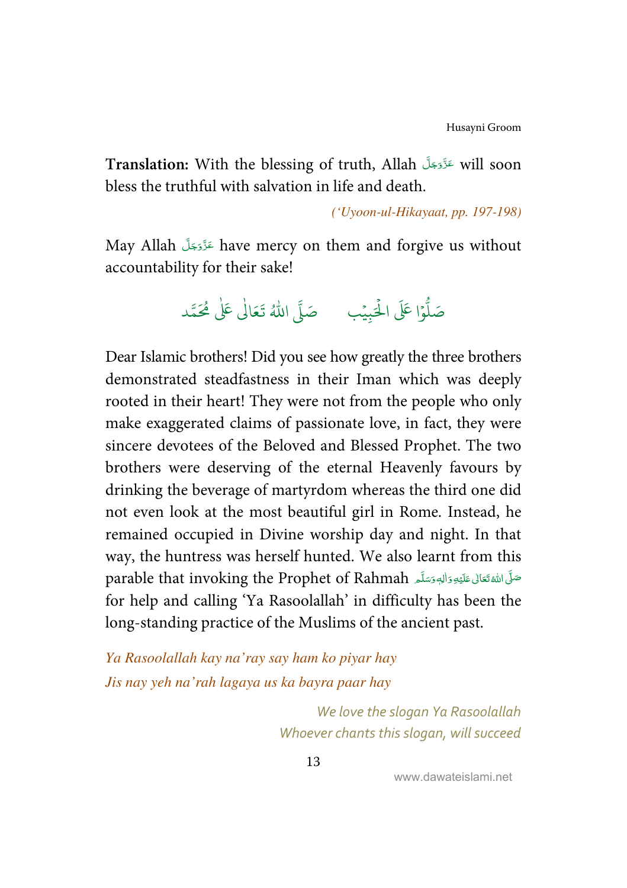**Translation:** With the blessing of truth, Allah عَزَّوَجَلَّ will soon bless the truthful with salvation in life and death.

*('Uyoon-ul-Hikayaat, pp. 197-198)*

May Allah عَزَّوَجَلَّ have mercy on them and forgive us without accountability for their sake!

صَلُّوْا عَلَى الْحَبِیْب     صَلَّی اللّٰہُ تَعَالٰی عَلٰی مُحَمَّد

Dear Islamic brothers! Did you see how greatly the three brothers demonstrated steadfastness in their Iman which was deeply rooted in their heart! They were not from the people who only make exaggerated claims of passionate love, in fact, they were sincere devotees of the Beloved and Blessed Prophet. The two brothers were deserving of the eternal Heavenly favours by drinking the beverage of martyrdom whereas the third one did not even look at the most beautiful girl in Rome. Instead, he remained occupied in Divine worship day and night. In that way, the huntress was herself hunted. We also learnt from this parable that invoking the Prophet of Rahmah صَلَّى اللهُ تَعَالٰى عَلَيْهِ وَاٰلِهٖ وَسَلَّم for help and calling 'Ya Rasoolallah' in difficulty has been the long-standing practice of the Muslims of the ancient past.

*Ya Rasoolallah kay na'ray say ham ko piyar hay*
*Jis nay yeh na'rah lagaya us ka bayra paar hay*

*We love the slogan Ya Rasoolallah*
*Whoever chants this slogan, will succeed*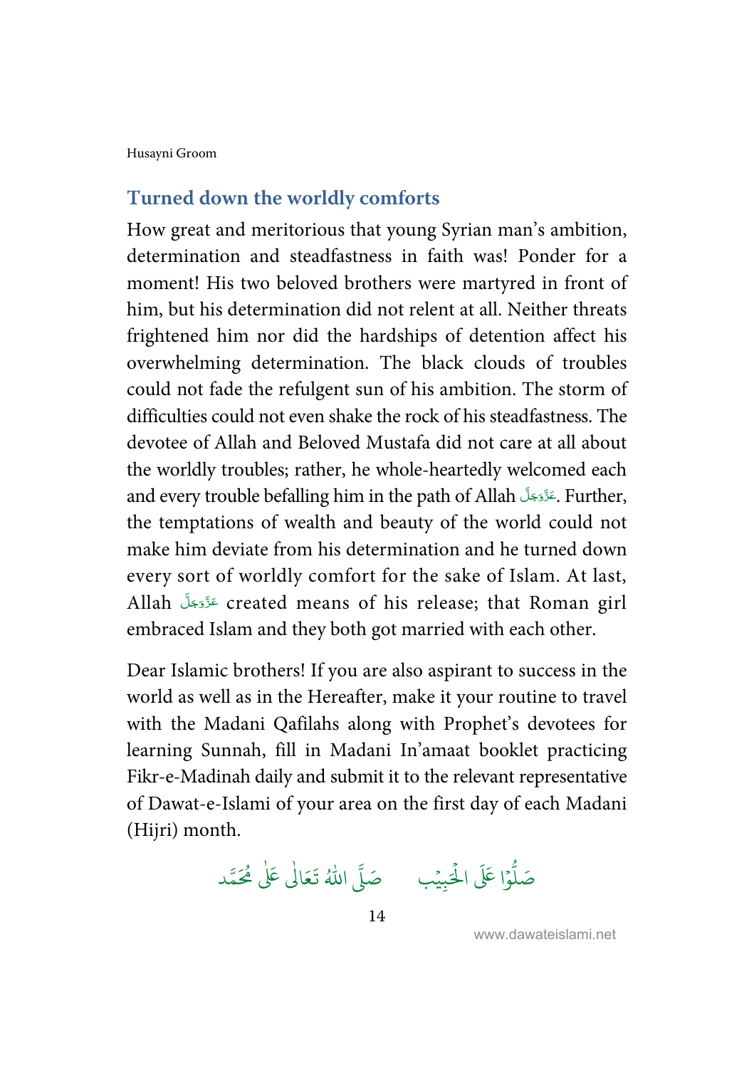## Turned down the worldly comforts

How great and meritorious that young Syrian man's ambition, determination and steadfastness in faith was! Ponder for a moment! His two beloved brothers were martyred in front of him, but his determination did not relent at all. Neither threats frightened him nor did the hardships of detention affect his overwhelming determination. The black clouds of troubles could not fade the refulgent sun of his ambition. The storm of difficulties could not even shake the rock of his steadfastness. The devotee of Allah and Beloved Mustafa did not care at all about the worldly troubles; rather, he whole-heartedly welcomed each and every trouble befalling him in the path of Allah عَزَّوَجَلَّ. Further, the temptations of wealth and beauty of the world could not make him deviate from his determination and he turned down every sort of worldly comfort for the sake of Islam. At last, Allah عَزَّوَجَلَّ created means of his release; that Roman girl embraced Islam and they both got married with each other.

Dear Islamic brothers! If you are also aspirant to success in the world as well as in the Hereafter, make it your routine to travel with the Madani Qafilahs along with Prophet's devotees for learning Sunnah, fill in Madani In'amaat booklet practicing Fikr-e-Madinah daily and submit it to the relevant representative of Dawat-e-Islami of your area on the first day of each Madani (Hijri) month.

صَلُّوْا عَلَى الْحَبِيْب     صَلَّى اللّٰهُ تَعَالٰى عَلٰى مُحَمَّد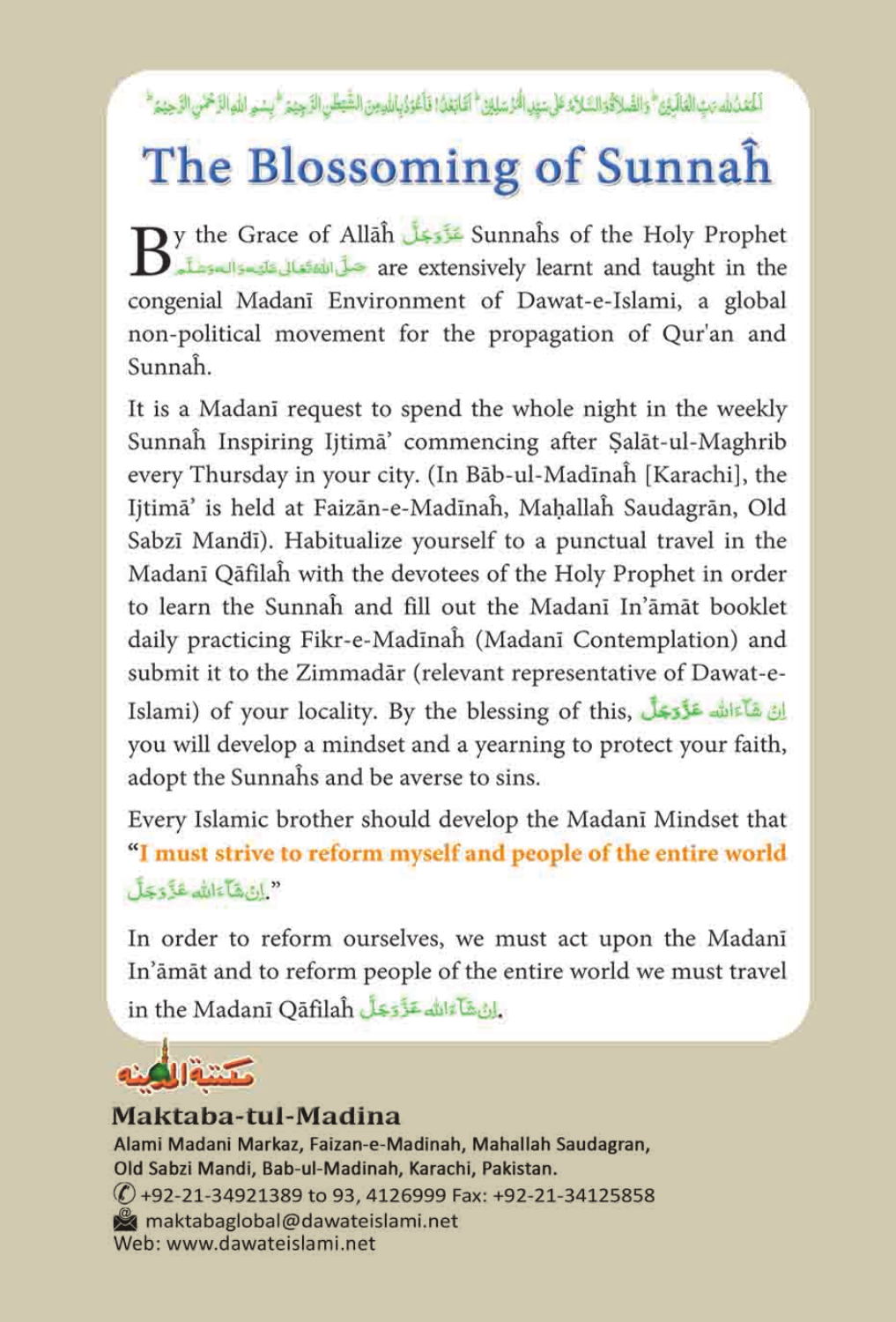اَلْحَمْدُ لِلّٰہِ رَبِّ الْعٰلَمِیْنَ وَالصَّلٰوۃُ وَالسَّلَامُ عَلٰی سَیِّدِ الْمُرْسَلِیْنَ اَمَّا بَعْدُ فَاَعُوْذُ بِاللّٰہِ مِنَ الشَّیْطٰنِ الرَّجِیْمِ بِسْمِ اللّٰہِ الرَّحْمٰنِ الرَّحِیْمِ

# The Blossoming of Sunnaĥ

By the Grace of Allāĥ عَزَّوَجَلَّ Sunnaĥs of the Holy Prophet صَلَّی اللّٰہُ تَعَالٰی عَلَیْہِ وَاٰلِہٖ وَسَلَّم are extensively learnt and taught in the congenial Madanī Environment of Dawat-e-Islami, a global non-political movement for the propagation of Qur'an and Sunnaĥ.

It is a Madanī request to spend the whole night in the weekly Sunnaĥ Inspiring Ijtimā' commencing after Ṣalāt-ul-Maghrib every Thursday in your city. (In Bāb-ul-Madīnaĥ [Karachi], the Ijtimā' is held at Faizān-e-Madīnaĥ, Maḥallaĥ Saudagrān, Old Sabzī Mandī). Habitualize yourself to a punctual travel in the Madanī Qāfilaĥ with the devotees of the Holy Prophet in order to learn the Sunnaĥ and fill out the Madanī In'āmāt booklet daily practicing Fikr-e-Madīnaĥ (Madanī Contemplation) and submit it to the Zimmadār (relevant representative of Dawat-e-Islami) of your locality. By the blessing of this, اِنْ شَآءَاللہ عَزَّوَجَلَّ you will develop a mindset and a yearning to protect your faith, adopt the Sunnaĥs and be averse to sins.

Every Islamic brother should develop the Madanī Mindset that "**I must strive to reform myself and people of the entire world** اِنْ شَآءَاللہ عَزَّوَجَلَّ."

In order to reform ourselves, we must act upon the Madanī In'āmāt and to reform people of the entire world we must travel in the Madanī Qāfilaĥ اِنْ شَآءَاللہ عَزَّوَجَلَّ.

مکتبۃ المدینہ

**Maktaba-tul-Madina**

Alami Madani Markaz, Faizan-e-Madinah, Mahallah Saudagran, Old Sabzi Mandi, Bab-ul-Madinah, Karachi, Pakistan.

+92-21-34921389 to 93, 4126999 Fax: +92-21-34125858

maktabaglobal@dawateislami.net

Web: www.dawateislami.net